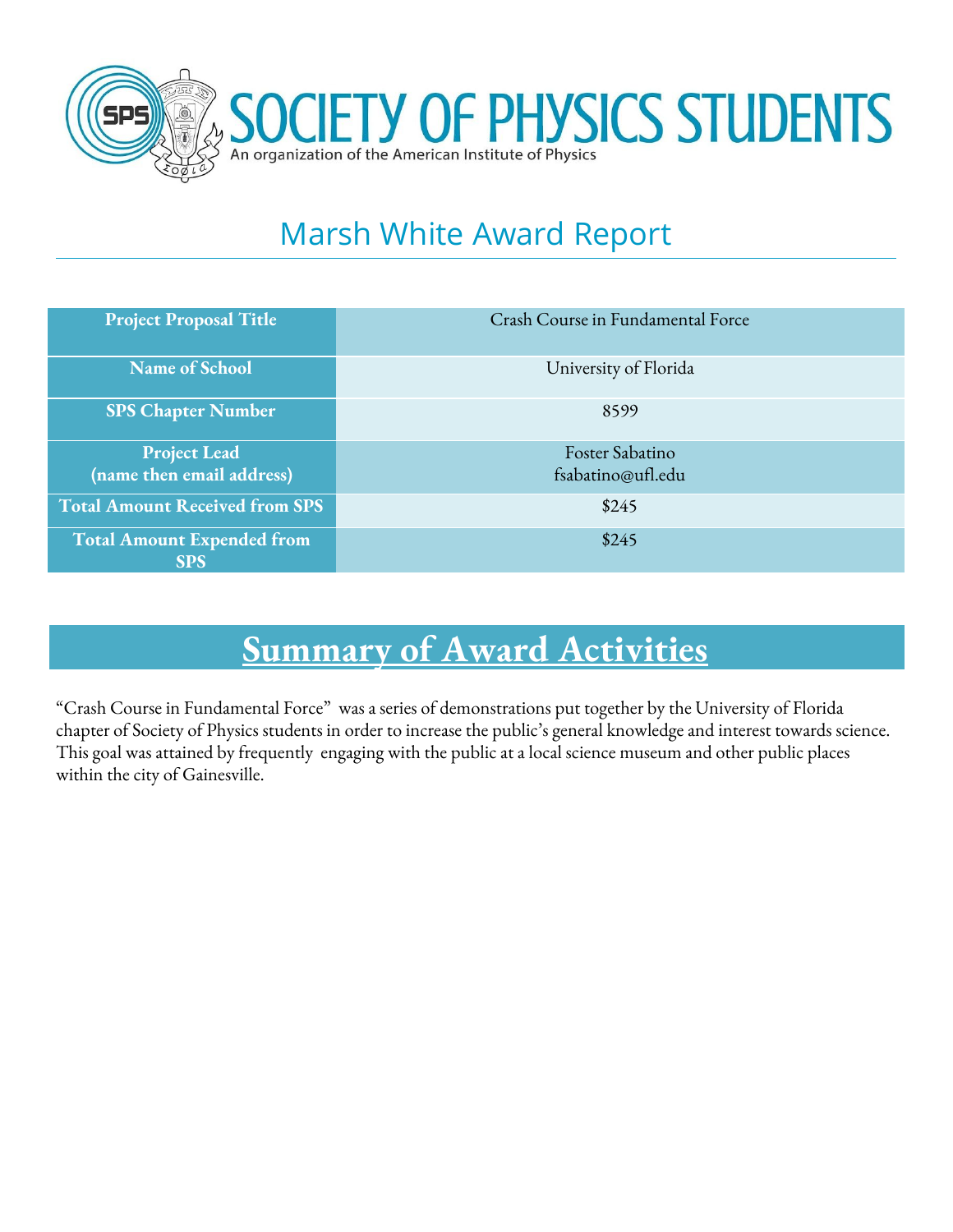# SOCIETY OF PHYSICS STUDENTS

An organization of the American Institute of Physics

## Marsh White Award Report

| | |
|---|---|
| **Project Proposal Title** | Crash Course in Fundamental Force |
| **Name of School** | University of Florida |
| **SPS Chapter Number** | 8599 |
| **Project Lead (name then email address)** | Foster Sabatino fsabatino@ufl.edu |
| **Total Amount Received from SPS** | $245 |
| **Total Amount Expended from SPS** | $245 |

## Summary of Award Activities

"Crash Course in Fundamental Force" was a series of demonstrations put together by the University of Florida chapter of Society of Physics students in order to increase the public's general knowledge and interest towards science. This goal was attained by frequently engaging with the public at a local science museum and other public places within the city of Gainesville.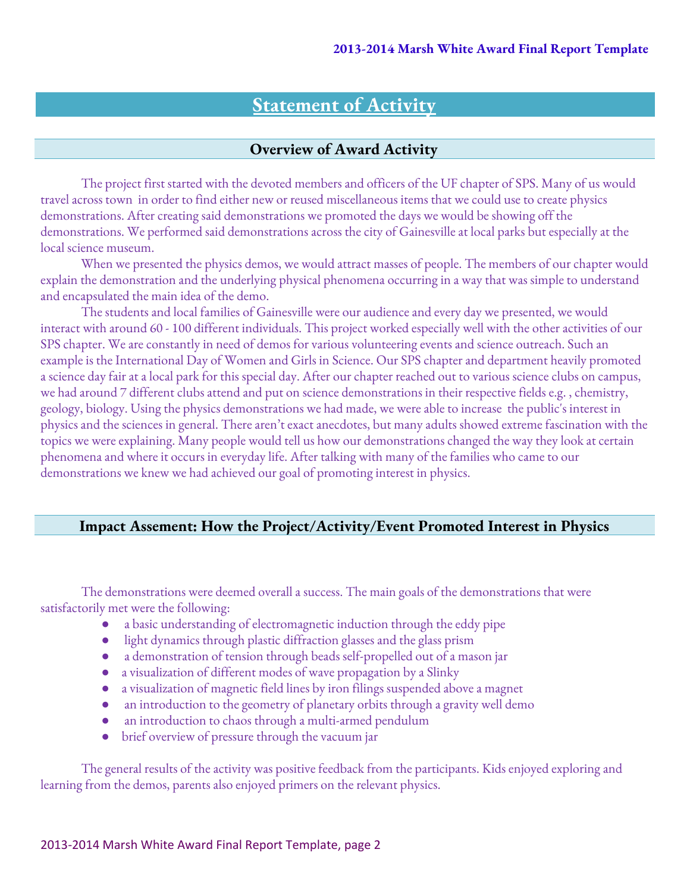# Statement of Activity

## Overview of Award Activity

The project first started with the devoted members and officers of the UF chapter of SPS. Many of us would travel across town in order to find either new or reused miscellaneous items that we could use to create physics demonstrations. After creating said demonstrations we promoted the days we would be showing off the demonstrations. We performed said demonstrations across the city of Gainesville at local parks but especially at the local science museum.

When we presented the physics demos, we would attract masses of people. The members of our chapter would explain the demonstration and the underlying physical phenomena occurring in a way that was simple to understand and encapsulated the main idea of the demo.

The students and local families of Gainesville were our audience and every day we presented, we would interact with around 60 - 100 different individuals. This project worked especially well with the other activities of our SPS chapter. We are constantly in need of demos for various volunteering events and science outreach. Such an example is the International Day of Women and Girls in Science. Our SPS chapter and department heavily promoted a science day fair at a local park for this special day. After our chapter reached out to various science clubs on campus, we had around 7 different clubs attend and put on science demonstrations in their respective fields e.g. , chemistry, geology, biology. Using the physics demonstrations we had made, we were able to increase the public's interest in physics and the sciences in general. There aren't exact anecdotes, but many adults showed extreme fascination with the topics we were explaining. Many people would tell us how our demonstrations changed the way they look at certain phenomena and where it occurs in everyday life. After talking with many of the families who came to our demonstrations we knew we had achieved our goal of promoting interest in physics.

## Impact Assement: How the Project/Activity/Event Promoted Interest in Physics

The demonstrations were deemed overall a success. The main goals of the demonstrations that were satisfactorily met were the following:

- a basic understanding of electromagnetic induction through the eddy pipe
- light dynamics through plastic diffraction glasses and the glass prism
- a demonstration of tension through beads self-propelled out of a mason jar
- a visualization of different modes of wave propagation by a Slinky
- a visualization of magnetic field lines by iron filings suspended above a magnet
- an introduction to the geometry of planetary orbits through a gravity well demo
- an introduction to chaos through a multi-armed pendulum
- brief overview of pressure through the vacuum jar

The general results of the activity was positive feedback from the participants. Kids enjoyed exploring and learning from the demos, parents also enjoyed primers on the relevant physics.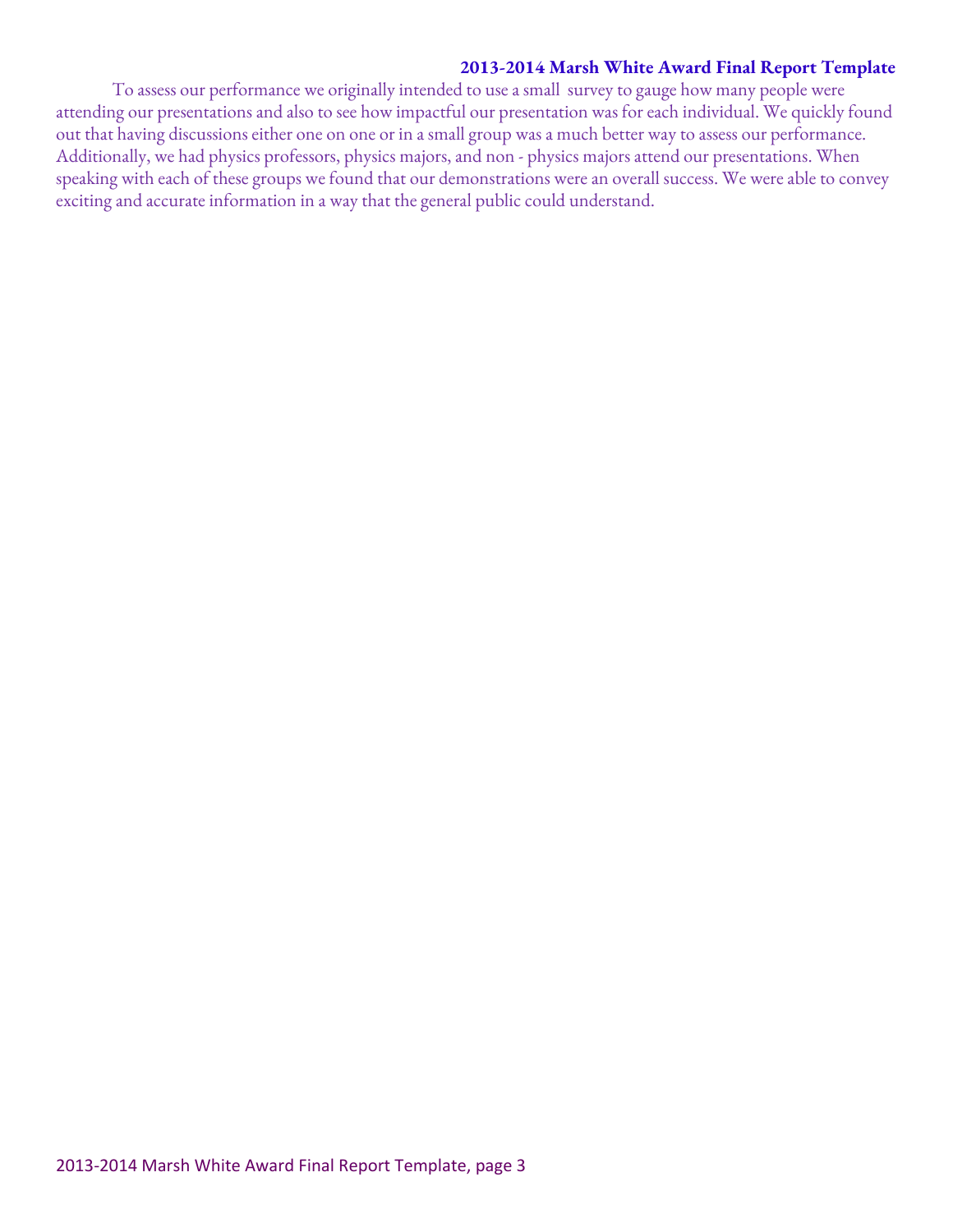To assess our performance we originally intended to use a small survey to gauge how many people were attending our presentations and also to see how impactful our presentation was for each individual. We quickly found out that having discussions either one on one or in a small group was a much better way to assess our performance. Additionally, we had physics professors, physics majors, and non - physics majors attend our presentations. When speaking with each of these groups we found that our demonstrations were an overall success. We were able to convey exciting and accurate information in a way that the general public could understand.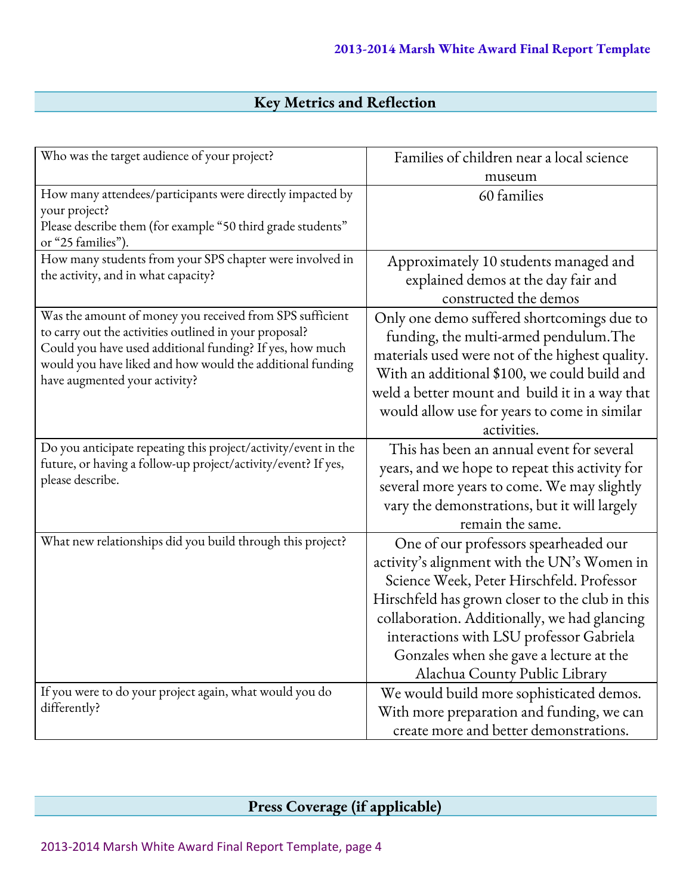## Key Metrics and Reflection

| Question | Response |
| --- | --- |
| Who was the target audience of your project? | Families of children near a local science museum |
| How many attendees/participants were directly impacted by your project? Please describe them (for example "50 third grade students" or "25 families"). | 60 families |
| How many students from your SPS chapter were involved in the activity, and in what capacity? | Approximately 10 students managed and explained demos at the day fair and constructed the demos |
| Was the amount of money you received from SPS sufficient to carry out the activities outlined in your proposal? Could you have used additional funding? If yes, how much would you have liked and how would the additional funding have augmented your activity? | Only one demo suffered shortcomings due to funding, the multi-armed pendulum.The materials used were not of the highest quality. With an additional $100, we could build and weld a better mount and build it in a way that would allow use for years to come in similar activities. |
| Do you anticipate repeating this project/activity/event in the future, or having a follow-up project/activity/event? If yes, please describe. | This has been an annual event for several years, and we hope to repeat this activity for several more years to come. We may slightly vary the demonstrations, but it will largely remain the same. |
| What new relationships did you build through this project? | One of our professors spearheaded our activity's alignment with the UN's Women in Science Week, Peter Hirschfeld. Professor Hirschfeld has grown closer to the club in this collaboration. Additionally, we had glancing interactions with LSU professor Gabriela Gonzales when she gave a lecture at the Alachua County Public Library |
| If you were to do your project again, what would you do differently? | We would build more sophisticated demos. With more preparation and funding, we can create more and better demonstrations. |

## Press Coverage (if applicable)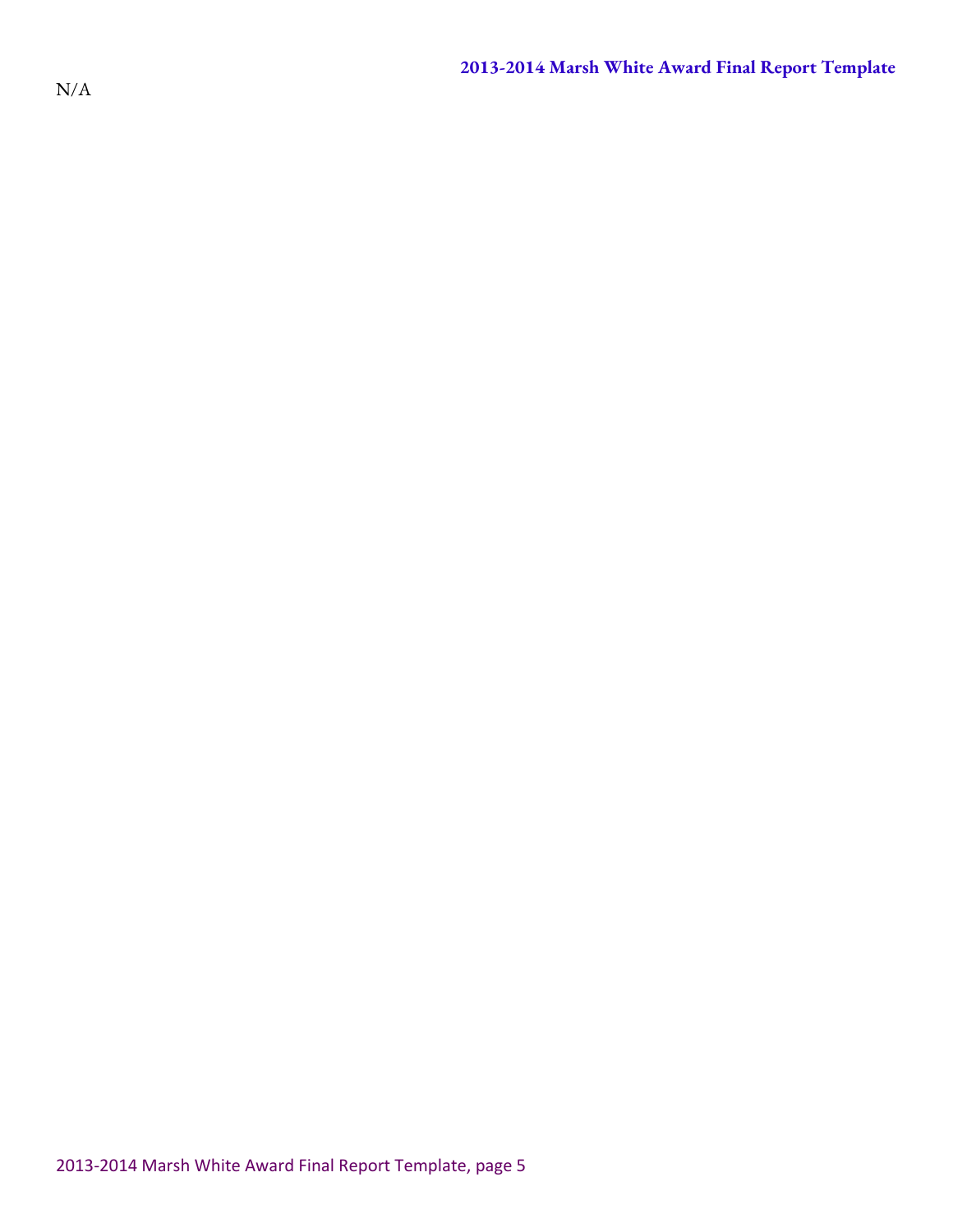N/A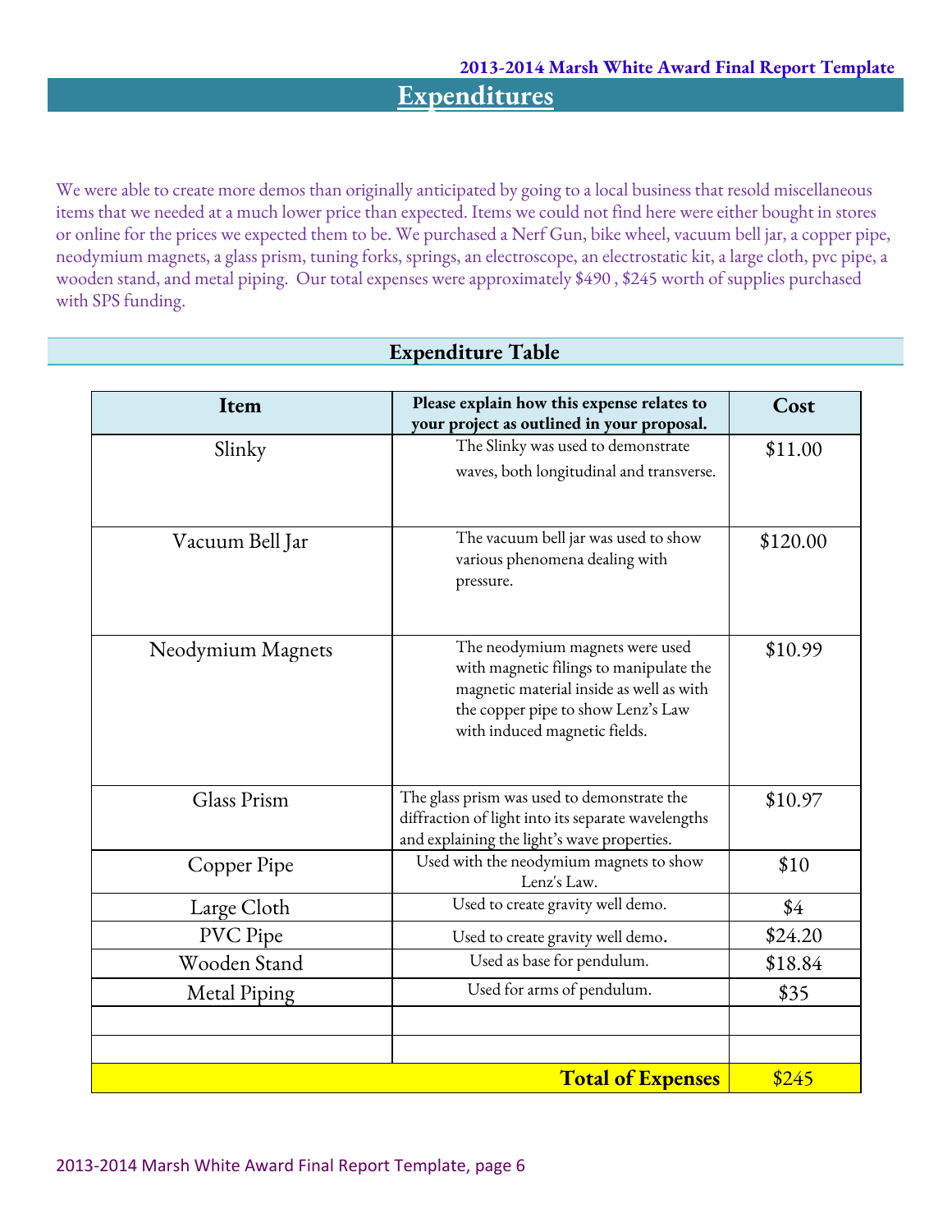# Expenditures

We were able to create more demos than originally anticipated by going to a local business that resold miscellaneous items that we needed at a much lower price than expected. Items we could not find here were either bought in stores or online for the prices we expected them to be. We purchased a Nerf Gun, bike wheel, vacuum bell jar, a copper pipe, neodymium magnets, a glass prism, tuning forks, springs, an electroscope, an electrostatic kit, a large cloth, pvc pipe, a wooden stand, and metal piping. Our total expenses were approximately $490 , $245 worth of supplies purchased with SPS funding.

## Expenditure Table

| Item | Please explain how this expense relates to your project as outlined in your proposal. | Cost |
|---|---|---|
| Slinky | The Slinky was used to demonstrate waves, both longitudinal and transverse. | $11.00 |
| Vacuum Bell Jar | The vacuum bell jar was used to show various phenomena dealing with pressure. | $120.00 |
| Neodymium Magnets | The neodymium magnets were used with magnetic filings to manipulate the magnetic material inside as well as with the copper pipe to show Lenz's Law with induced magnetic fields. | $10.99 |
| Glass Prism | The glass prism was used to demonstrate the diffraction of light into its separate wavelengths and explaining the light's wave properties. | $10.97 |
| Copper Pipe | Used with the neodymium magnets to show Lenz's Law. | $10 |
| Large Cloth | Used to create gravity well demo. | $4 |
| PVC Pipe | Used to create gravity well demo. | $24.20 |
| Wooden Stand | Used as base for pendulum. | $18.84 |
| Metal Piping | Used for arms of pendulum. | $35 |
| | | |
| | | |
| | **Total of Expenses** | $245 |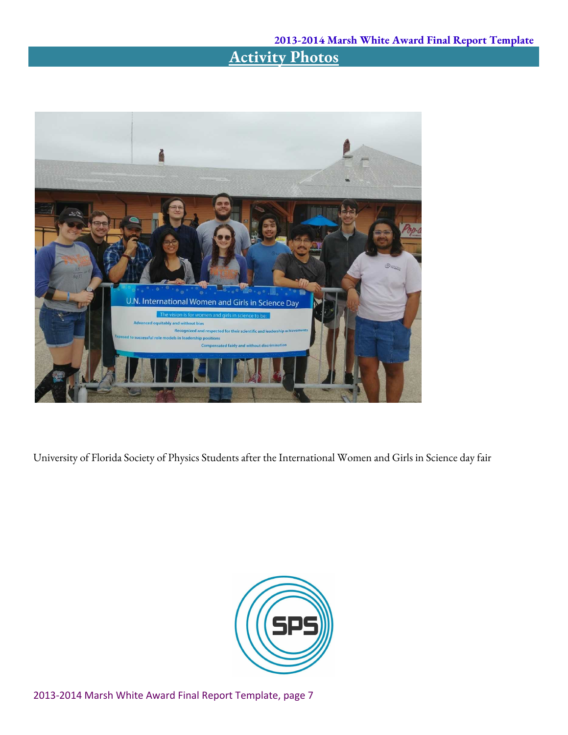# Activity Photos

University of Florida Society of Physics Students after the International Women and Girls in Science day fair